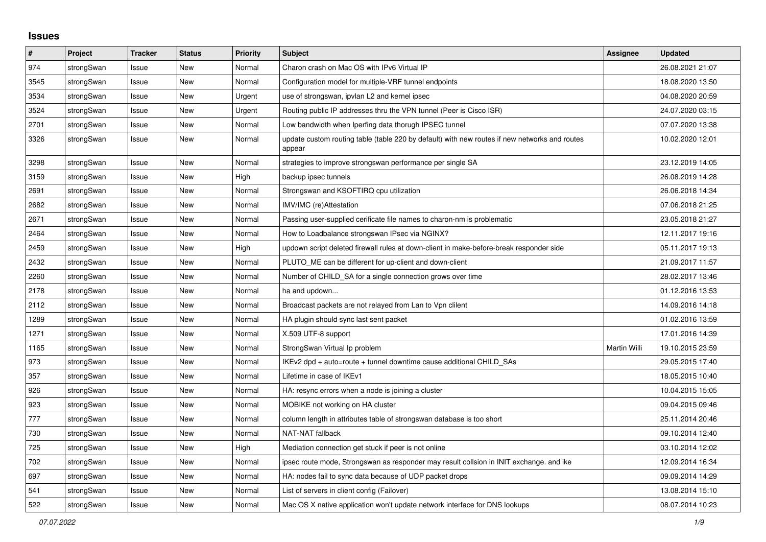## Issues

| # | Project | Tracker | Status | Priority | Subject | Assignee | Updated |
|---|---|---|---|---|---|---|---|
| 974 | strongSwan | Issue | New | Normal | Charon crash on Mac OS with IPv6 Virtual IP | | 26.08.2021 21:07 |
| 3545 | strongSwan | Issue | New | Normal | Configuration model for multiple-VRF tunnel endpoints | | 18.08.2020 13:50 |
| 3534 | strongSwan | Issue | New | Urgent | use of strongswan, ipvlan L2 and kernel ipsec | | 04.08.2020 20:59 |
| 3524 | strongSwan | Issue | New | Urgent | Routing public IP addresses thru the VPN tunnel (Peer is Cisco ISR) | | 24.07.2020 03:15 |
| 2701 | strongSwan | Issue | New | Normal | Low bandwidth when Iperfing data thorugh IPSEC tunnel | | 07.07.2020 13:38 |
| 3326 | strongSwan | Issue | New | Normal | update custom routing table (table 220 by default) with new routes if new networks and routes appear | | 10.02.2020 12:01 |
| 3298 | strongSwan | Issue | New | Normal | strategies to improve strongswan performance per single SA | | 23.12.2019 14:05 |
| 3159 | strongSwan | Issue | New | High | backup ipsec tunnels | | 26.08.2019 14:28 |
| 2691 | strongSwan | Issue | New | Normal | Strongswan and KSOFTIRQ cpu utilization | | 26.06.2018 14:34 |
| 2682 | strongSwan | Issue | New | Normal | IMV/IMC (re)Attestation | | 07.06.2018 21:25 |
| 2671 | strongSwan | Issue | New | Normal | Passing user-supplied cerificate file names to charon-nm is problematic | | 23.05.2018 21:27 |
| 2464 | strongSwan | Issue | New | Normal | How to Loadbalance strongswan IPsec via NGINX? | | 12.11.2017 19:16 |
| 2459 | strongSwan | Issue | New | High | updown script deleted firewall rules at down-client in make-before-break responder side | | 05.11.2017 19:13 |
| 2432 | strongSwan | Issue | New | Normal | PLUTO_ME can be different for up-client and down-client | | 21.09.2017 11:57 |
| 2260 | strongSwan | Issue | New | Normal | Number of CHILD_SA for a single connection grows over time | | 28.02.2017 13:46 |
| 2178 | strongSwan | Issue | New | Normal | ha and updown... | | 01.12.2016 13:53 |
| 2112 | strongSwan | Issue | New | Normal | Broadcast packets are not relayed from Lan to Vpn clilent | | 14.09.2016 14:18 |
| 1289 | strongSwan | Issue | New | Normal | HA plugin should sync last sent packet | | 01.02.2016 13:59 |
| 1271 | strongSwan | Issue | New | Normal | X.509 UTF-8 support | | 17.01.2016 14:39 |
| 1165 | strongSwan | Issue | New | Normal | StrongSwan Virtual Ip problem | Martin Willi | 19.10.2015 23:59 |
| 973 | strongSwan | Issue | New | Normal | IKEv2 dpd + auto=route + tunnel downtime cause additional CHILD_SAs | | 29.05.2015 17:40 |
| 357 | strongSwan | Issue | New | Normal | Lifetime in case of IKEv1 | | 18.05.2015 10:40 |
| 926 | strongSwan | Issue | New | Normal | HA: resync errors when a node is joining a cluster | | 10.04.2015 15:05 |
| 923 | strongSwan | Issue | New | Normal | MOBIKE not working on HA cluster | | 09.04.2015 09:46 |
| 777 | strongSwan | Issue | New | Normal | column length in attributes table of strongswan database is too short | | 25.11.2014 20:46 |
| 730 | strongSwan | Issue | New | Normal | NAT-NAT fallback | | 09.10.2014 12:40 |
| 725 | strongSwan | Issue | New | High | Mediation connection get stuck if peer is not online | | 03.10.2014 12:02 |
| 702 | strongSwan | Issue | New | Normal | ipsec route mode, Strongswan as responder may result collsion in INIT exchange. and ike | | 12.09.2014 16:34 |
| 697 | strongSwan | Issue | New | Normal | HA: nodes fail to sync data because of UDP packet drops | | 09.09.2014 14:29 |
| 541 | strongSwan | Issue | New | Normal | List of servers in client config (Failover) | | 13.08.2014 15:10 |
| 522 | strongSwan | Issue | New | Normal | Mac OS X native application won't update network interface for DNS lookups | | 08.07.2014 10:23 |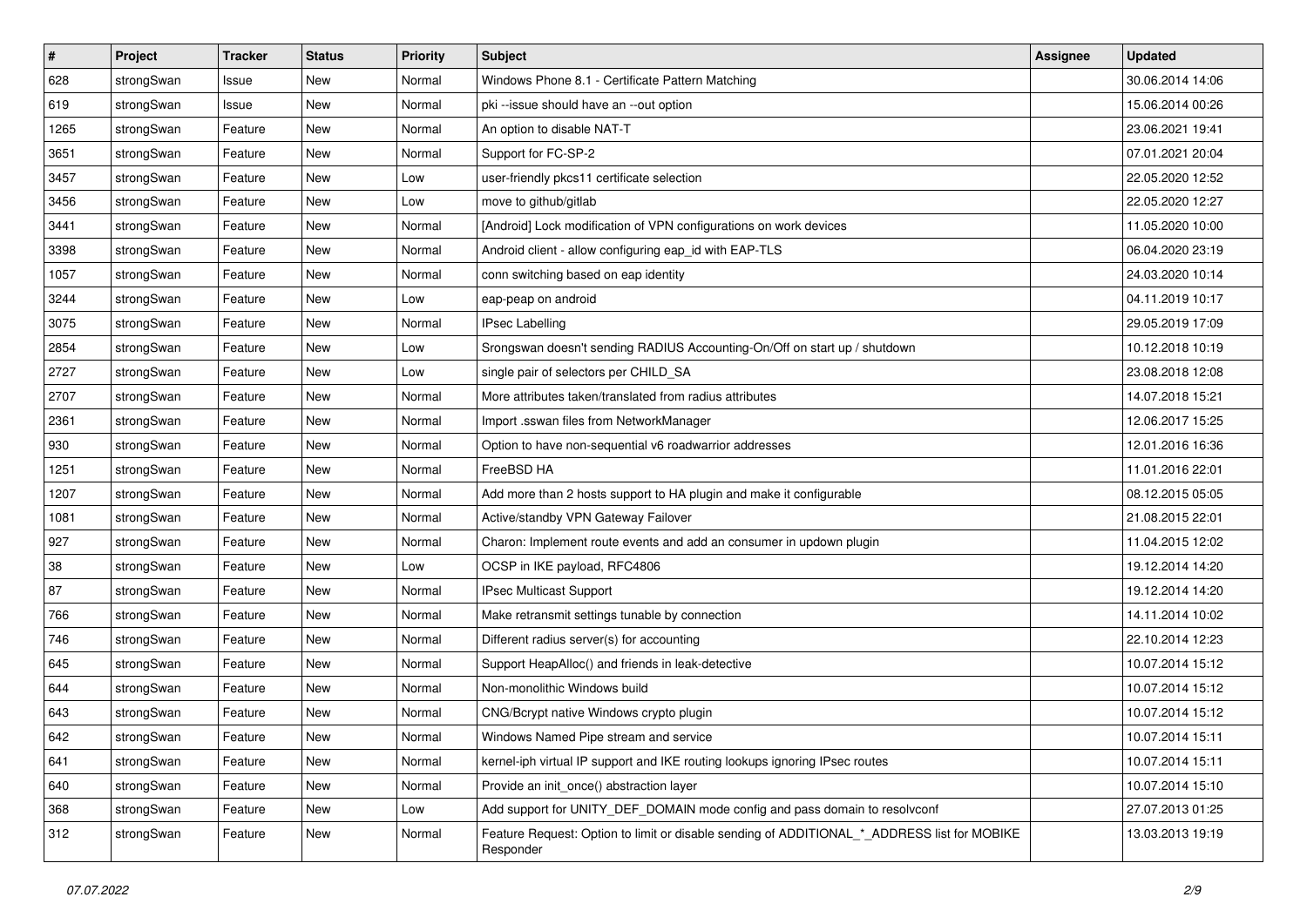| # | Project | Tracker | Status | Priority | Subject | Assignee | Updated |
| --- | --- | --- | --- | --- | --- | --- | --- |
| 628 | strongSwan | Issue | New | Normal | Windows Phone 8.1 - Certificate Pattern Matching | | 30.06.2014 14:06 |
| 619 | strongSwan | Issue | New | Normal | pki --issue should have an --out option | | 15.06.2014 00:26 |
| 1265 | strongSwan | Feature | New | Normal | An option to disable NAT-T | | 23.06.2021 19:41 |
| 3651 | strongSwan | Feature | New | Normal | Support for FC-SP-2 | | 07.01.2021 20:04 |
| 3457 | strongSwan | Feature | New | Low | user-friendly pkcs11 certificate selection | | 22.05.2020 12:52 |
| 3456 | strongSwan | Feature | New | Low | move to github/gitlab | | 22.05.2020 12:27 |
| 3441 | strongSwan | Feature | New | Normal | [Android] Lock modification of VPN configurations on work devices | | 11.05.2020 10:00 |
| 3398 | strongSwan | Feature | New | Normal | Android client - allow configuring eap_id with EAP-TLS | | 06.04.2020 23:19 |
| 1057 | strongSwan | Feature | New | Normal | conn switching based on eap identity | | 24.03.2020 10:14 |
| 3244 | strongSwan | Feature | New | Low | eap-peap on android | | 04.11.2019 10:17 |
| 3075 | strongSwan | Feature | New | Normal | IPsec Labelling | | 29.05.2019 17:09 |
| 2854 | strongSwan | Feature | New | Low | Srongswan doesn't sending RADIUS Accounting-On/Off on start up / shutdown | | 10.12.2018 10:19 |
| 2727 | strongSwan | Feature | New | Low | single pair of selectors per CHILD_SA | | 23.08.2018 12:08 |
| 2707 | strongSwan | Feature | New | Normal | More attributes taken/translated from radius attributes | | 14.07.2018 15:21 |
| 2361 | strongSwan | Feature | New | Normal | Import .sswan files from NetworkManager | | 12.06.2017 15:25 |
| 930 | strongSwan | Feature | New | Normal | Option to have non-sequential v6 roadwarrior addresses | | 12.01.2016 16:36 |
| 1251 | strongSwan | Feature | New | Normal | FreeBSD HA | | 11.01.2016 22:01 |
| 1207 | strongSwan | Feature | New | Normal | Add more than 2 hosts support to HA plugin and make it configurable | | 08.12.2015 05:05 |
| 1081 | strongSwan | Feature | New | Normal | Active/standby VPN Gateway Failover | | 21.08.2015 22:01 |
| 927 | strongSwan | Feature | New | Normal | Charon: Implement route events and add an consumer in updown plugin | | 11.04.2015 12:02 |
| 38 | strongSwan | Feature | New | Low | OCSP in IKE payload, RFC4806 | | 19.12.2014 14:20 |
| 87 | strongSwan | Feature | New | Normal | IPsec Multicast Support | | 19.12.2014 14:20 |
| 766 | strongSwan | Feature | New | Normal | Make retransmit settings tunable by connection | | 14.11.2014 10:02 |
| 746 | strongSwan | Feature | New | Normal | Different radius server(s) for accounting | | 22.10.2014 12:23 |
| 645 | strongSwan | Feature | New | Normal | Support HeapAlloc() and friends in leak-detective | | 10.07.2014 15:12 |
| 644 | strongSwan | Feature | New | Normal | Non-monolithic Windows build | | 10.07.2014 15:12 |
| 643 | strongSwan | Feature | New | Normal | CNG/Bcrypt native Windows crypto plugin | | 10.07.2014 15:12 |
| 642 | strongSwan | Feature | New | Normal | Windows Named Pipe stream and service | | 10.07.2014 15:11 |
| 641 | strongSwan | Feature | New | Normal | kernel-iph virtual IP support and IKE routing lookups ignoring IPsec routes | | 10.07.2014 15:11 |
| 640 | strongSwan | Feature | New | Normal | Provide an init_once() abstraction layer | | 10.07.2014 15:10 |
| 368 | strongSwan | Feature | New | Low | Add support for UNITY_DEF_DOMAIN mode config and pass domain to resolvconf | | 27.07.2013 01:25 |
| 312 | strongSwan | Feature | New | Normal | Feature Request: Option to limit or disable sending of ADDITIONAL_*_ADDRESS list for MOBIKE Responder | | 13.03.2013 19:19 |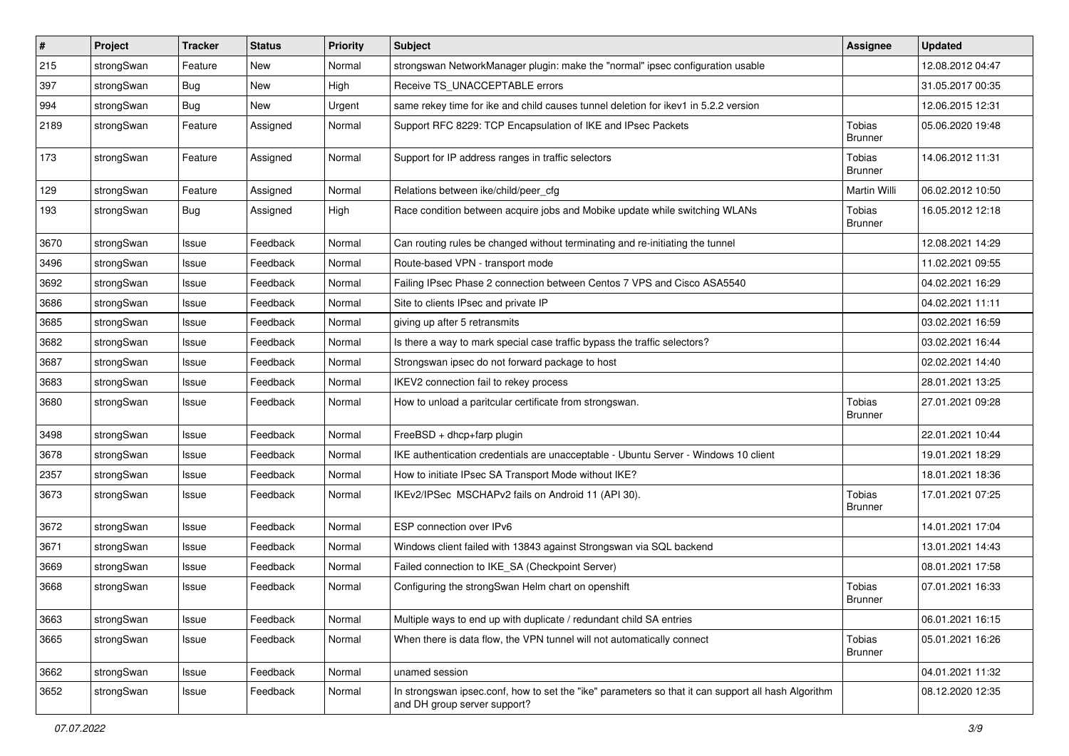| # | Project | Tracker | Status | Priority | Subject | Assignee | Updated |
|---|---|---|---|---|---|---|---|
| 215 | strongSwan | Feature | New | Normal | strongswan NetworkManager plugin: make the "normal" ipsec configuration usable | | 12.08.2012 04:47 |
| 397 | strongSwan | Bug | New | High | Receive TS_UNACCEPTABLE errors | | 31.05.2017 00:35 |
| 994 | strongSwan | Bug | New | Urgent | same rekey time for ike and child causes tunnel deletion for ikev1 in 5.2.2 version | | 12.06.2015 12:31 |
| 2189 | strongSwan | Feature | Assigned | Normal | Support RFC 8229: TCP Encapsulation of IKE and IPsec Packets | Tobias Brunner | 05.06.2020 19:48 |
| 173 | strongSwan | Feature | Assigned | Normal | Support for IP address ranges in traffic selectors | Tobias Brunner | 14.06.2012 11:31 |
| 129 | strongSwan | Feature | Assigned | Normal | Relations between ike/child/peer_cfg | Martin Willi | 06.02.2012 10:50 |
| 193 | strongSwan | Bug | Assigned | High | Race condition between acquire jobs and Mobike update while switching WLANs | Tobias Brunner | 16.05.2012 12:18 |
| 3670 | strongSwan | Issue | Feedback | Normal | Can routing rules be changed without terminating and re-initiating the tunnel | | 12.08.2021 14:29 |
| 3496 | strongSwan | Issue | Feedback | Normal | Route-based VPN - transport mode | | 11.02.2021 09:55 |
| 3692 | strongSwan | Issue | Feedback | Normal | Failing IPsec Phase 2 connection between Centos 7 VPS and Cisco ASA5540 | | 04.02.2021 16:29 |
| 3686 | strongSwan | Issue | Feedback | Normal | Site to clients IPsec and private IP | | 04.02.2021 11:11 |
| 3685 | strongSwan | Issue | Feedback | Normal | giving up after 5 retransmits | | 03.02.2021 16:59 |
| 3682 | strongSwan | Issue | Feedback | Normal | Is there a way to mark special case traffic bypass the traffic selectors? | | 03.02.2021 16:44 |
| 3687 | strongSwan | Issue | Feedback | Normal | Strongswan ipsec do not forward package to host | | 02.02.2021 14:40 |
| 3683 | strongSwan | Issue | Feedback | Normal | IKEV2 connection fail to rekey process | | 28.01.2021 13:25 |
| 3680 | strongSwan | Issue | Feedback | Normal | How to unload a paritcular certificate from strongswan. | Tobias Brunner | 27.01.2021 09:28 |
| 3498 | strongSwan | Issue | Feedback | Normal | FreeBSD + dhcp+farp plugin | | 22.01.2021 10:44 |
| 3678 | strongSwan | Issue | Feedback | Normal | IKE authentication credentials are unacceptable - Ubuntu Server - Windows 10 client | | 19.01.2021 18:29 |
| 2357 | strongSwan | Issue | Feedback | Normal | How to initiate IPsec SA Transport Mode without IKE? | | 18.01.2021 18:36 |
| 3673 | strongSwan | Issue | Feedback | Normal | IKEv2/IPSec MSCHAPv2 fails on Android 11 (API 30). | Tobias Brunner | 17.01.2021 07:25 |
| 3672 | strongSwan | Issue | Feedback | Normal | ESP connection over IPv6 | | 14.01.2021 17:04 |
| 3671 | strongSwan | Issue | Feedback | Normal | Windows client failed with 13843 against Strongswan via SQL backend | | 13.01.2021 14:43 |
| 3669 | strongSwan | Issue | Feedback | Normal | Failed connection to IKE_SA (Checkpoint Server) | | 08.01.2021 17:58 |
| 3668 | strongSwan | Issue | Feedback | Normal | Configuring the strongSwan Helm chart on openshift | Tobias Brunner | 07.01.2021 16:33 |
| 3663 | strongSwan | Issue | Feedback | Normal | Multiple ways to end up with duplicate / redundant child SA entries | | 06.01.2021 16:15 |
| 3665 | strongSwan | Issue | Feedback | Normal | When there is data flow, the VPN tunnel will not automatically connect | Tobias Brunner | 05.01.2021 16:26 |
| 3662 | strongSwan | Issue | Feedback | Normal | unamed session | | 04.01.2021 11:32 |
| 3652 | strongSwan | Issue | Feedback | Normal | In strongswan ipsec.conf, how to set the "ike" parameters so that it can support all hash Algorithm and DH group server support? | | 08.12.2020 12:35 |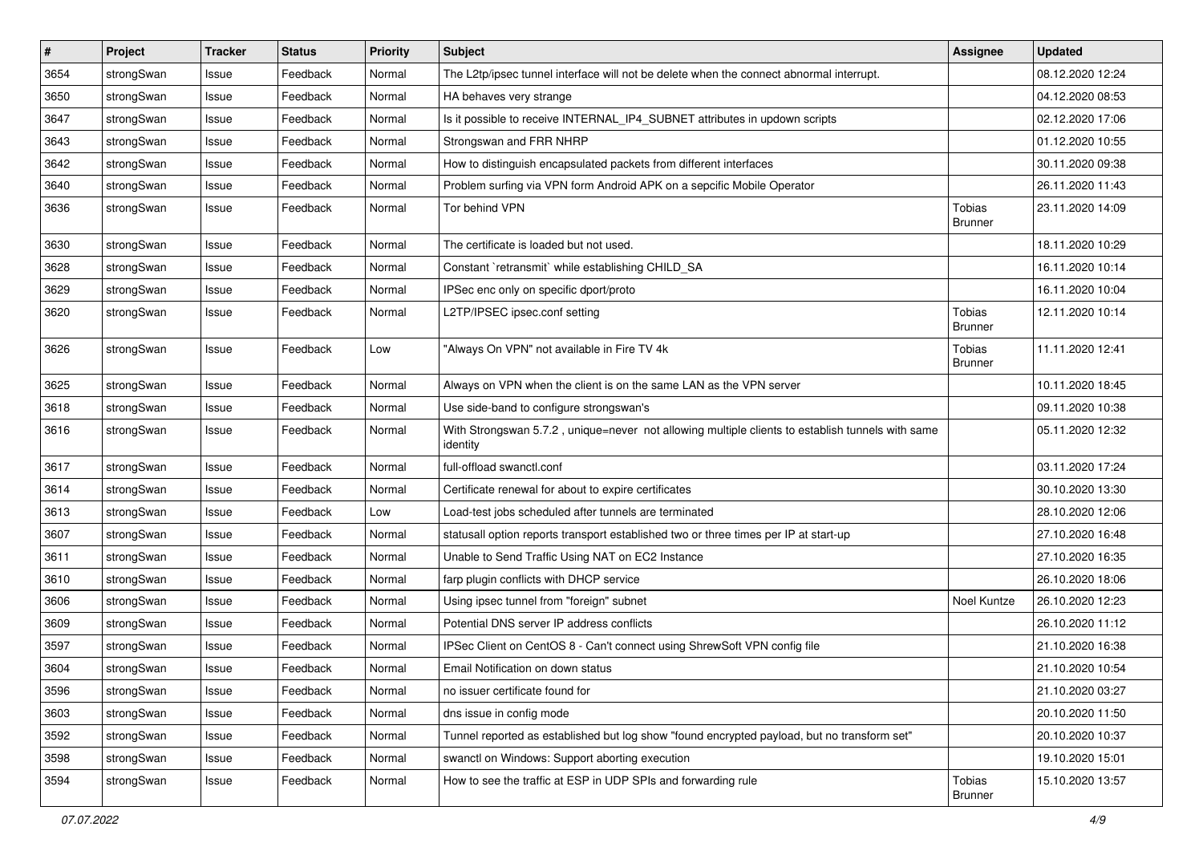| # | Project | Tracker | Status | Priority | Subject | Assignee | Updated |
|---|---|---|---|---|---|---|---|
| 3654 | strongSwan | Issue | Feedback | Normal | The L2tp/ipsec tunnel interface will not be delete when the connect abnormal interrupt. | | 08.12.2020 12:24 |
| 3650 | strongSwan | Issue | Feedback | Normal | HA behaves very strange | | 04.12.2020 08:53 |
| 3647 | strongSwan | Issue | Feedback | Normal | Is it possible to receive INTERNAL_IP4_SUBNET attributes in updown scripts | | 02.12.2020 17:06 |
| 3643 | strongSwan | Issue | Feedback | Normal | Strongswan and FRR NHRP | | 01.12.2020 10:55 |
| 3642 | strongSwan | Issue | Feedback | Normal | How to distinguish encapsulated packets from different interfaces | | 30.11.2020 09:38 |
| 3640 | strongSwan | Issue | Feedback | Normal | Problem surfing via VPN form Android APK on a sepcific Mobile Operator | | 26.11.2020 11:43 |
| 3636 | strongSwan | Issue | Feedback | Normal | Tor behind VPN | Tobias Brunner | 23.11.2020 14:09 |
| 3630 | strongSwan | Issue | Feedback | Normal | The certificate is loaded but not used. | | 18.11.2020 10:29 |
| 3628 | strongSwan | Issue | Feedback | Normal | Constant `retransmit` while establishing CHILD_SA | | 16.11.2020 10:14 |
| 3629 | strongSwan | Issue | Feedback | Normal | IPSec enc only on specific dport/proto | | 16.11.2020 10:04 |
| 3620 | strongSwan | Issue | Feedback | Normal | L2TP/IPSEC ipsec.conf setting | Tobias Brunner | 12.11.2020 10:14 |
| 3626 | strongSwan | Issue | Feedback | Low | "Always On VPN" not available in Fire TV 4k | Tobias Brunner | 11.11.2020 12:41 |
| 3625 | strongSwan | Issue | Feedback | Normal | Always on VPN when the client is on the same LAN as the VPN server | | 10.11.2020 18:45 |
| 3618 | strongSwan | Issue | Feedback | Normal | Use side-band to configure strongswan's | | 09.11.2020 10:38 |
| 3616 | strongSwan | Issue | Feedback | Normal | With Strongswan 5.7.2 , unique=never not allowing multiple clients to establish tunnels with same identity | | 05.11.2020 12:32 |
| 3617 | strongSwan | Issue | Feedback | Normal | full-offload swanctl.conf | | 03.11.2020 17:24 |
| 3614 | strongSwan | Issue | Feedback | Normal | Certificate renewal for about to expire certificates | | 30.10.2020 13:30 |
| 3613 | strongSwan | Issue | Feedback | Low | Load-test jobs scheduled after tunnels are terminated | | 28.10.2020 12:06 |
| 3607 | strongSwan | Issue | Feedback | Normal | statusall option reports transport established two or three times per IP at start-up | | 27.10.2020 16:48 |
| 3611 | strongSwan | Issue | Feedback | Normal | Unable to Send Traffic Using NAT on EC2 Instance | | 27.10.2020 16:35 |
| 3610 | strongSwan | Issue | Feedback | Normal | farp plugin conflicts with DHCP service | | 26.10.2020 18:06 |
| 3606 | strongSwan | Issue | Feedback | Normal | Using ipsec tunnel from "foreign" subnet | Noel Kuntze | 26.10.2020 12:23 |
| 3609 | strongSwan | Issue | Feedback | Normal | Potential DNS server IP address conflicts | | 26.10.2020 11:12 |
| 3597 | strongSwan | Issue | Feedback | Normal | IPSec Client on CentOS 8 - Can't connect using ShrewSoft VPN config file | | 21.10.2020 16:38 |
| 3604 | strongSwan | Issue | Feedback | Normal | Email Notification on down status | | 21.10.2020 10:54 |
| 3596 | strongSwan | Issue | Feedback | Normal | no issuer certificate found for | | 21.10.2020 03:27 |
| 3603 | strongSwan | Issue | Feedback | Normal | dns issue in config mode | | 20.10.2020 11:50 |
| 3592 | strongSwan | Issue | Feedback | Normal | Tunnel reported as established but log show "found encrypted payload, but no transform set" | | 20.10.2020 10:37 |
| 3598 | strongSwan | Issue | Feedback | Normal | swanctl on Windows: Support aborting execution | | 19.10.2020 15:01 |
| 3594 | strongSwan | Issue | Feedback | Normal | How to see the traffic at ESP in UDP SPIs and forwarding rule | Tobias Brunner | 15.10.2020 13:57 |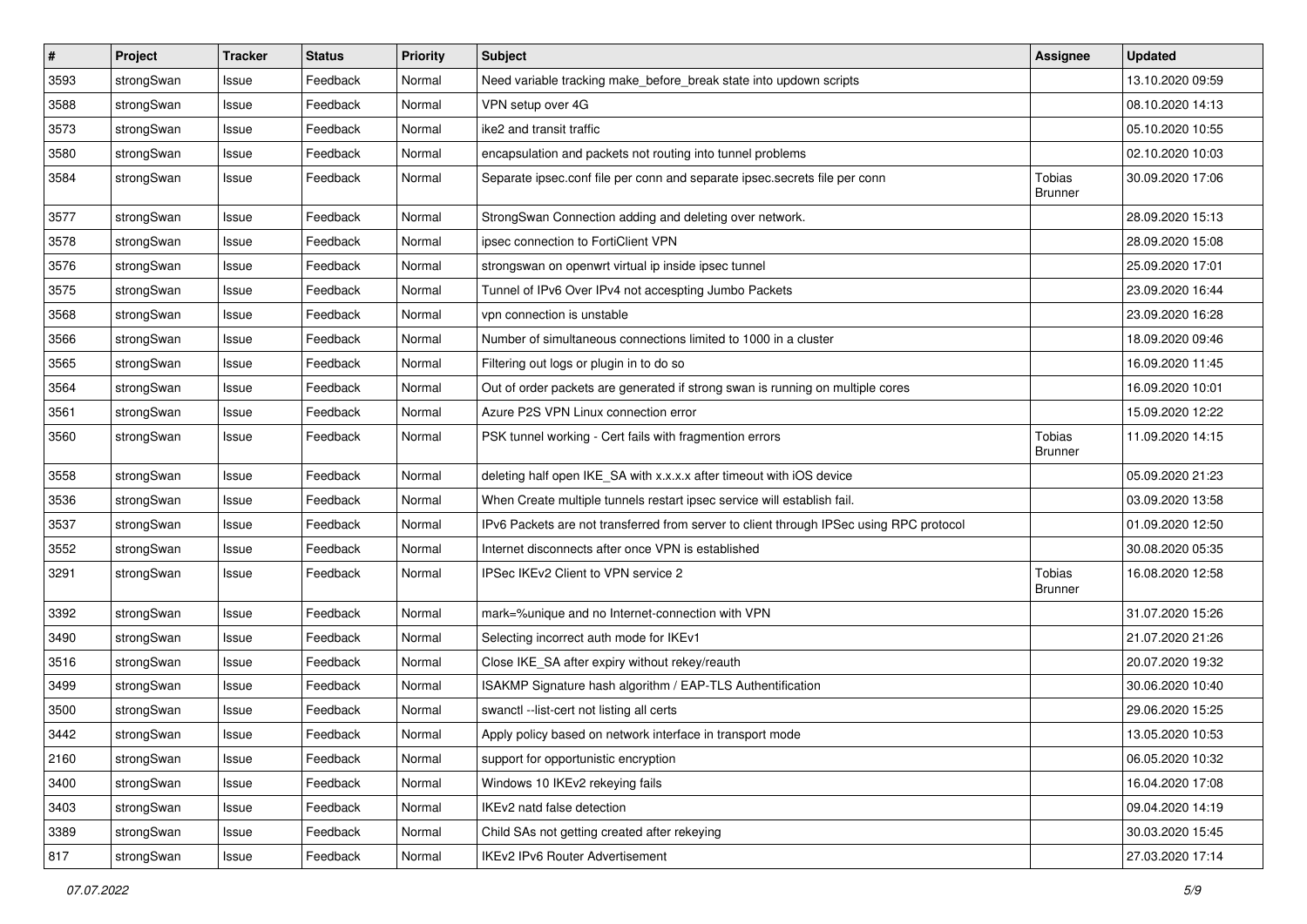| # | Project | Tracker | Status | Priority | Subject | Assignee | Updated |
| --- | --- | --- | --- | --- | --- | --- | --- |
| 3593 | strongSwan | Issue | Feedback | Normal | Need variable tracking make_before_break state into updown scripts | | 13.10.2020 09:59 |
| 3588 | strongSwan | Issue | Feedback | Normal | VPN setup over 4G | | 08.10.2020 14:13 |
| 3573 | strongSwan | Issue | Feedback | Normal | ike2 and transit traffic | | 05.10.2020 10:55 |
| 3580 | strongSwan | Issue | Feedback | Normal | encapsulation and packets not routing into tunnel problems | | 02.10.2020 10:03 |
| 3584 | strongSwan | Issue | Feedback | Normal | Separate ipsec.conf file per conn and separate ipsec.secrets file per conn | Tobias Brunner | 30.09.2020 17:06 |
| 3577 | strongSwan | Issue | Feedback | Normal | StrongSwan Connection adding and deleting over network. | | 28.09.2020 15:13 |
| 3578 | strongSwan | Issue | Feedback | Normal | ipsec connection to FortiClient VPN | | 28.09.2020 15:08 |
| 3576 | strongSwan | Issue | Feedback | Normal | strongswan on openwrt virtual ip inside ipsec tunnel | | 25.09.2020 17:01 |
| 3575 | strongSwan | Issue | Feedback | Normal | Tunnel of IPv6 Over IPv4 not accespting Jumbo Packets | | 23.09.2020 16:44 |
| 3568 | strongSwan | Issue | Feedback | Normal | vpn connection is unstable | | 23.09.2020 16:28 |
| 3566 | strongSwan | Issue | Feedback | Normal | Number of simultaneous connections limited to 1000 in a cluster | | 18.09.2020 09:46 |
| 3565 | strongSwan | Issue | Feedback | Normal | Filtering out logs or plugin in to do so | | 16.09.2020 11:45 |
| 3564 | strongSwan | Issue | Feedback | Normal | Out of order packets are generated if strong swan is running on multiple cores | | 16.09.2020 10:01 |
| 3561 | strongSwan | Issue | Feedback | Normal | Azure P2S VPN Linux connection error | | 15.09.2020 12:22 |
| 3560 | strongSwan | Issue | Feedback | Normal | PSK tunnel working - Cert fails with fragmention errors | Tobias Brunner | 11.09.2020 14:15 |
| 3558 | strongSwan | Issue | Feedback | Normal | deleting half open IKE_SA with x.x.x.x after timeout with iOS device | | 05.09.2020 21:23 |
| 3536 | strongSwan | Issue | Feedback | Normal | When Create multiple tunnels restart ipsec service will establish fail. | | 03.09.2020 13:58 |
| 3537 | strongSwan | Issue | Feedback | Normal | IPv6 Packets are not transferred from server to client through IPSec using RPC protocol | | 01.09.2020 12:50 |
| 3552 | strongSwan | Issue | Feedback | Normal | Internet disconnects after once VPN is established | | 30.08.2020 05:35 |
| 3291 | strongSwan | Issue | Feedback | Normal | IPSec IKEv2 Client to VPN service 2 | Tobias Brunner | 16.08.2020 12:58 |
| 3392 | strongSwan | Issue | Feedback | Normal | mark=%unique and no Internet-connection with VPN | | 31.07.2020 15:26 |
| 3490 | strongSwan | Issue | Feedback | Normal | Selecting incorrect auth mode for IKEv1 | | 21.07.2020 21:26 |
| 3516 | strongSwan | Issue | Feedback | Normal | Close IKE_SA after expiry without rekey/reauth | | 20.07.2020 19:32 |
| 3499 | strongSwan | Issue | Feedback | Normal | ISAKMP Signature hash algorithm / EAP-TLS Authentification | | 30.06.2020 10:40 |
| 3500 | strongSwan | Issue | Feedback | Normal | swanctl --list-cert not listing all certs | | 29.06.2020 15:25 |
| 3442 | strongSwan | Issue | Feedback | Normal | Apply policy based on network interface in transport mode | | 13.05.2020 10:53 |
| 2160 | strongSwan | Issue | Feedback | Normal | support for opportunistic encryption | | 06.05.2020 10:32 |
| 3400 | strongSwan | Issue | Feedback | Normal | Windows 10 IKEv2 rekeying fails | | 16.04.2020 17:08 |
| 3403 | strongSwan | Issue | Feedback | Normal | IKEv2 natd false detection | | 09.04.2020 14:19 |
| 3389 | strongSwan | Issue | Feedback | Normal | Child SAs not getting created after rekeying | | 30.03.2020 15:45 |
| 817 | strongSwan | Issue | Feedback | Normal | IKEv2 IPv6 Router Advertisement | | 27.03.2020 17:14 |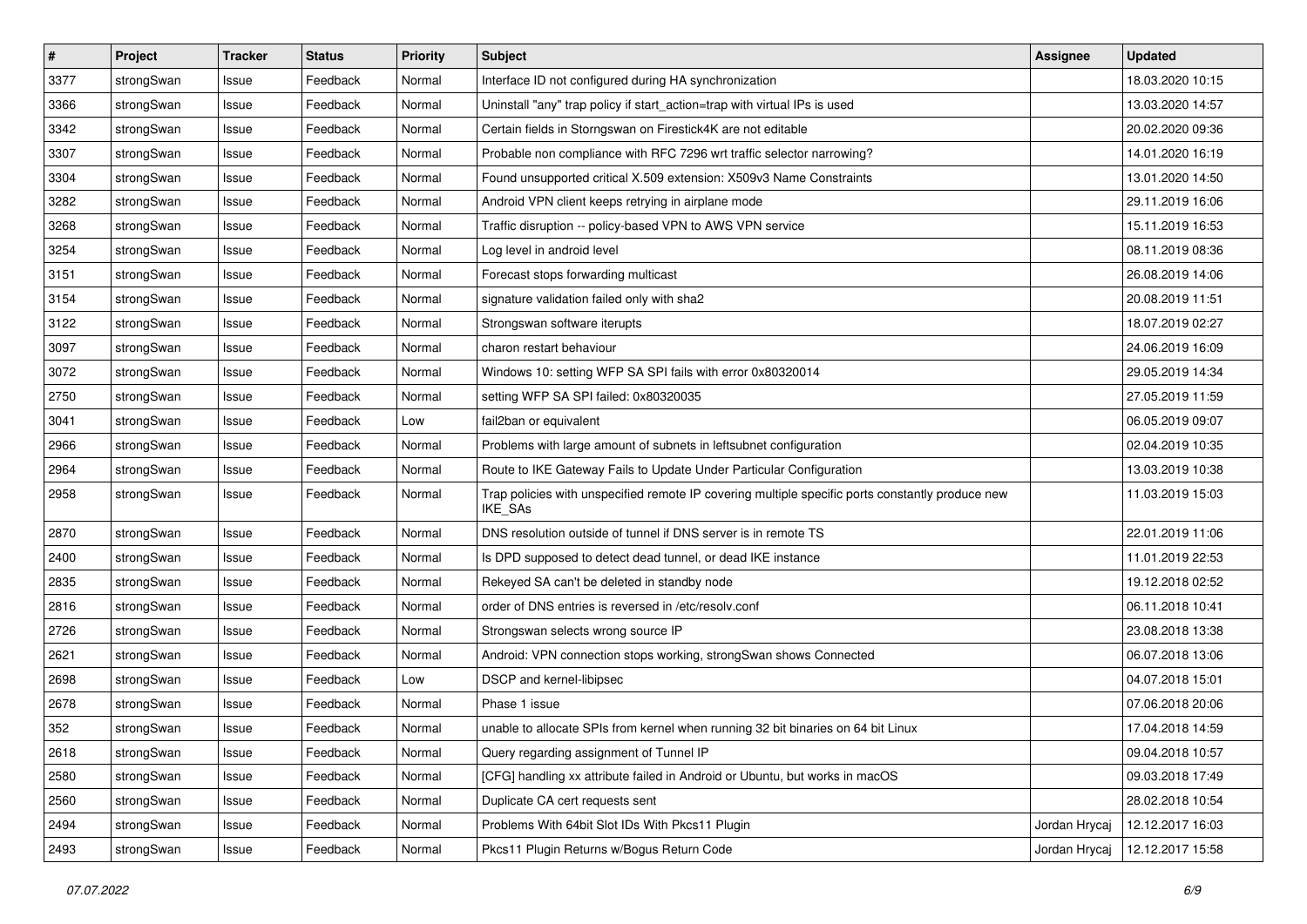| # | Project | Tracker | Status | Priority | Subject | Assignee | Updated |
|---|---|---|---|---|---|---|---|
| 3377 | strongSwan | Issue | Feedback | Normal | Interface ID not configured during HA synchronization | | 18.03.2020 10:15 |
| 3366 | strongSwan | Issue | Feedback | Normal | Uninstall "any" trap policy if start_action=trap with virtual IPs is used | | 13.03.2020 14:57 |
| 3342 | strongSwan | Issue | Feedback | Normal | Certain fields in Storngswan on Firestick4K are not editable | | 20.02.2020 09:36 |
| 3307 | strongSwan | Issue | Feedback | Normal | Probable non compliance with RFC 7296 wrt traffic selector narrowing? | | 14.01.2020 16:19 |
| 3304 | strongSwan | Issue | Feedback | Normal | Found unsupported critical X.509 extension: X509v3 Name Constraints | | 13.01.2020 14:50 |
| 3282 | strongSwan | Issue | Feedback | Normal | Android VPN client keeps retrying in airplane mode | | 29.11.2019 16:06 |
| 3268 | strongSwan | Issue | Feedback | Normal | Traffic disruption -- policy-based VPN to AWS VPN service | | 15.11.2019 16:53 |
| 3254 | strongSwan | Issue | Feedback | Normal | Log level in android level | | 08.11.2019 08:36 |
| 3151 | strongSwan | Issue | Feedback | Normal | Forecast stops forwarding multicast | | 26.08.2019 14:06 |
| 3154 | strongSwan | Issue | Feedback | Normal | signature validation failed only with sha2 | | 20.08.2019 11:51 |
| 3122 | strongSwan | Issue | Feedback | Normal | Strongswan software iterupts | | 18.07.2019 02:27 |
| 3097 | strongSwan | Issue | Feedback | Normal | charon restart behaviour | | 24.06.2019 16:09 |
| 3072 | strongSwan | Issue | Feedback | Normal | Windows 10: setting WFP SA SPI fails with error 0x80320014 | | 29.05.2019 14:34 |
| 2750 | strongSwan | Issue | Feedback | Normal | setting WFP SA SPI failed: 0x80320035 | | 27.05.2019 11:59 |
| 3041 | strongSwan | Issue | Feedback | Low | fail2ban or equivalent | | 06.05.2019 09:07 |
| 2966 | strongSwan | Issue | Feedback | Normal | Problems with large amount of subnets in leftsubnet configuration | | 02.04.2019 10:35 |
| 2964 | strongSwan | Issue | Feedback | Normal | Route to IKE Gateway Fails to Update Under Particular Configuration | | 13.03.2019 10:38 |
| 2958 | strongSwan | Issue | Feedback | Normal | Trap policies with unspecified remote IP covering multiple specific ports constantly produce new IKE_SAs | | 11.03.2019 15:03 |
| 2870 | strongSwan | Issue | Feedback | Normal | DNS resolution outside of tunnel if DNS server is in remote TS | | 22.01.2019 11:06 |
| 2400 | strongSwan | Issue | Feedback | Normal | Is DPD supposed to detect dead tunnel, or dead IKE instance | | 11.01.2019 22:53 |
| 2835 | strongSwan | Issue | Feedback | Normal | Rekeyed SA can't be deleted in standby node | | 19.12.2018 02:52 |
| 2816 | strongSwan | Issue | Feedback | Normal | order of DNS entries is reversed in /etc/resolv.conf | | 06.11.2018 10:41 |
| 2726 | strongSwan | Issue | Feedback | Normal | Strongswan selects wrong source IP | | 23.08.2018 13:38 |
| 2621 | strongSwan | Issue | Feedback | Normal | Android: VPN connection stops working, strongSwan shows Connected | | 06.07.2018 13:06 |
| 2698 | strongSwan | Issue | Feedback | Low | DSCP and kernel-libipsec | | 04.07.2018 15:01 |
| 2678 | strongSwan | Issue | Feedback | Normal | Phase 1 issue | | 07.06.2018 20:06 |
| 352 | strongSwan | Issue | Feedback | Normal | unable to allocate SPIs from kernel when running 32 bit binaries on 64 bit Linux | | 17.04.2018 14:59 |
| 2618 | strongSwan | Issue | Feedback | Normal | Query regarding assignment of Tunnel IP | | 09.04.2018 10:57 |
| 2580 | strongSwan | Issue | Feedback | Normal | [CFG] handling xx attribute failed in Android or Ubuntu, but works in macOS | | 09.03.2018 17:49 |
| 2560 | strongSwan | Issue | Feedback | Normal | Duplicate CA cert requests sent | | 28.02.2018 10:54 |
| 2494 | strongSwan | Issue | Feedback | Normal | Problems With 64bit Slot IDs With Pkcs11 Plugin | Jordan Hrycaj | 12.12.2017 16:03 |
| 2493 | strongSwan | Issue | Feedback | Normal | Pkcs11 Plugin Returns w/Bogus Return Code | Jordan Hrycaj | 12.12.2017 15:58 |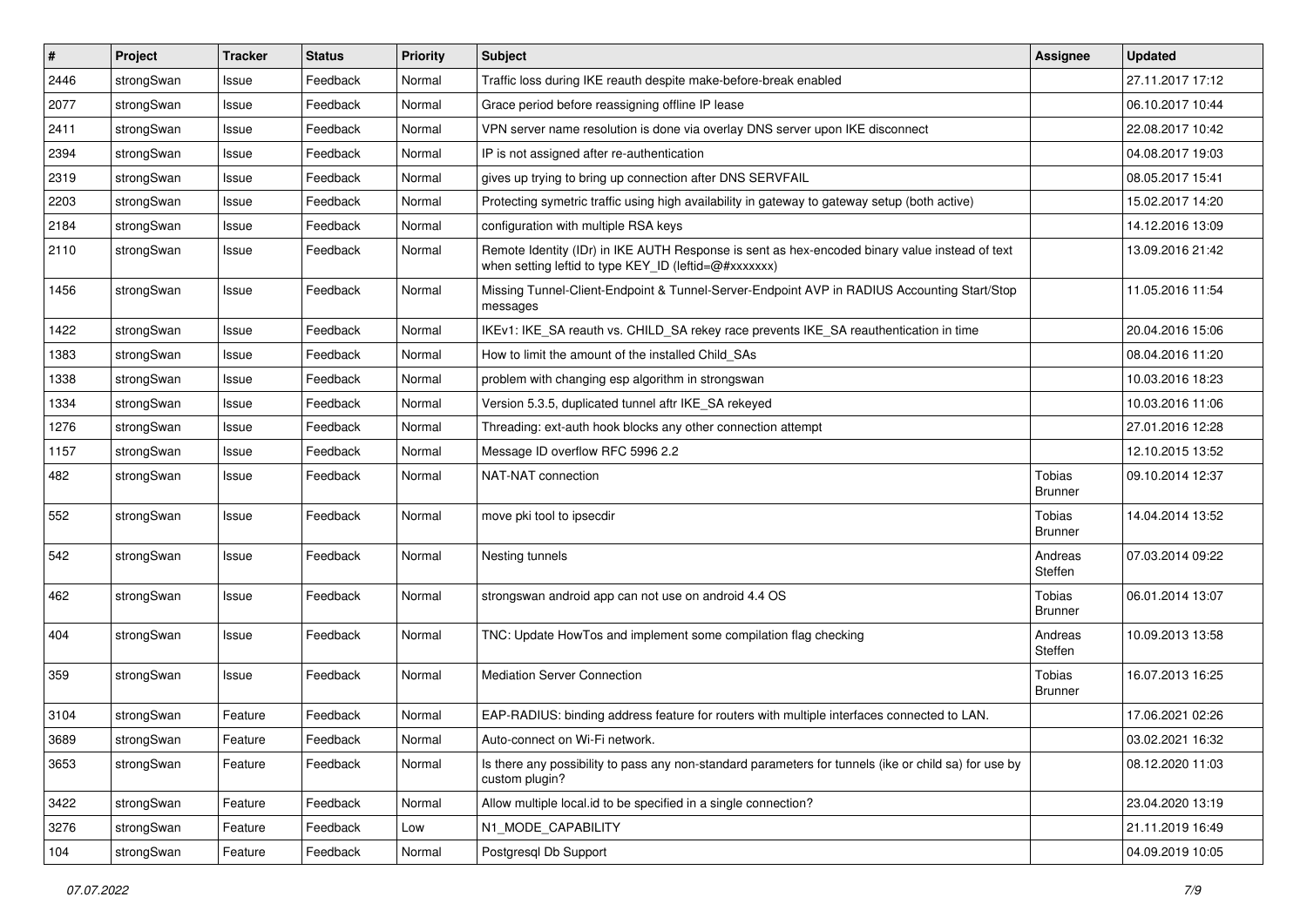| # | Project | Tracker | Status | Priority | Subject | Assignee | Updated |
| --- | --- | --- | --- | --- | --- | --- | --- |
| 2446 | strongSwan | Issue | Feedback | Normal | Traffic loss during IKE reauth despite make-before-break enabled | | 27.11.2017 17:12 |
| 2077 | strongSwan | Issue | Feedback | Normal | Grace period before reassigning offline IP lease | | 06.10.2017 10:44 |
| 2411 | strongSwan | Issue | Feedback | Normal | VPN server name resolution is done via overlay DNS server upon IKE disconnect | | 22.08.2017 10:42 |
| 2394 | strongSwan | Issue | Feedback | Normal | IP is not assigned after re-authentication | | 04.08.2017 19:03 |
| 2319 | strongSwan | Issue | Feedback | Normal | gives up trying to bring up connection after DNS SERVFAIL | | 08.05.2017 15:41 |
| 2203 | strongSwan | Issue | Feedback | Normal | Protecting symetric traffic using high availability in gateway to gateway setup (both active) | | 15.02.2017 14:20 |
| 2184 | strongSwan | Issue | Feedback | Normal | configuration with multiple RSA keys | | 14.12.2016 13:09 |
| 2110 | strongSwan | Issue | Feedback | Normal | Remote Identity (IDr) in IKE AUTH Response is sent as hex-encoded binary value instead of text when setting leftid to type KEY_ID (leftid=@#xxxxxxx) | | 13.09.2016 21:42 |
| 1456 | strongSwan | Issue | Feedback | Normal | Missing Tunnel-Client-Endpoint & Tunnel-Server-Endpoint AVP in RADIUS Accounting Start/Stop messages | | 11.05.2016 11:54 |
| 1422 | strongSwan | Issue | Feedback | Normal | IKEv1: IKE_SA reauth vs. CHILD_SA rekey race prevents IKE_SA reauthentication in time | | 20.04.2016 15:06 |
| 1383 | strongSwan | Issue | Feedback | Normal | How to limit the amount of the installed Child_SAs | | 08.04.2016 11:20 |
| 1338 | strongSwan | Issue | Feedback | Normal | problem with changing esp algorithm in strongswan | | 10.03.2016 18:23 |
| 1334 | strongSwan | Issue | Feedback | Normal | Version 5.3.5, duplicated tunnel aftr IKE_SA rekeyed | | 10.03.2016 11:06 |
| 1276 | strongSwan | Issue | Feedback | Normal | Threading: ext-auth hook blocks any other connection attempt | | 27.01.2016 12:28 |
| 1157 | strongSwan | Issue | Feedback | Normal | Message ID overflow RFC 5996 2.2 | | 12.10.2015 13:52 |
| 482 | strongSwan | Issue | Feedback | Normal | NAT-NAT connection | Tobias Brunner | 09.10.2014 12:37 |
| 552 | strongSwan | Issue | Feedback | Normal | move pki tool to ipsecdir | Tobias Brunner | 14.04.2014 13:52 |
| 542 | strongSwan | Issue | Feedback | Normal | Nesting tunnels | Andreas Steffen | 07.03.2014 09:22 |
| 462 | strongSwan | Issue | Feedback | Normal | strongswan android app can not use on android 4.4 OS | Tobias Brunner | 06.01.2014 13:07 |
| 404 | strongSwan | Issue | Feedback | Normal | TNC: Update HowTos and implement some compilation flag checking | Andreas Steffen | 10.09.2013 13:58 |
| 359 | strongSwan | Issue | Feedback | Normal | Mediation Server Connection | Tobias Brunner | 16.07.2013 16:25 |
| 3104 | strongSwan | Feature | Feedback | Normal | EAP-RADIUS: binding address feature for routers with multiple interfaces connected to LAN. | | 17.06.2021 02:26 |
| 3689 | strongSwan | Feature | Feedback | Normal | Auto-connect on Wi-Fi network. | | 03.02.2021 16:32 |
| 3653 | strongSwan | Feature | Feedback | Normal | Is there any possibility to pass any non-standard parameters for tunnels (ike or child sa) for use by custom plugin? | | 08.12.2020 11:03 |
| 3422 | strongSwan | Feature | Feedback | Normal | Allow multiple local.id to be specified in a single connection? | | 23.04.2020 13:19 |
| 3276 | strongSwan | Feature | Feedback | Low | N1_MODE_CAPABILITY | | 21.11.2019 16:49 |
| 104 | strongSwan | Feature | Feedback | Normal | Postgresql Db Support | | 04.09.2019 10:05 |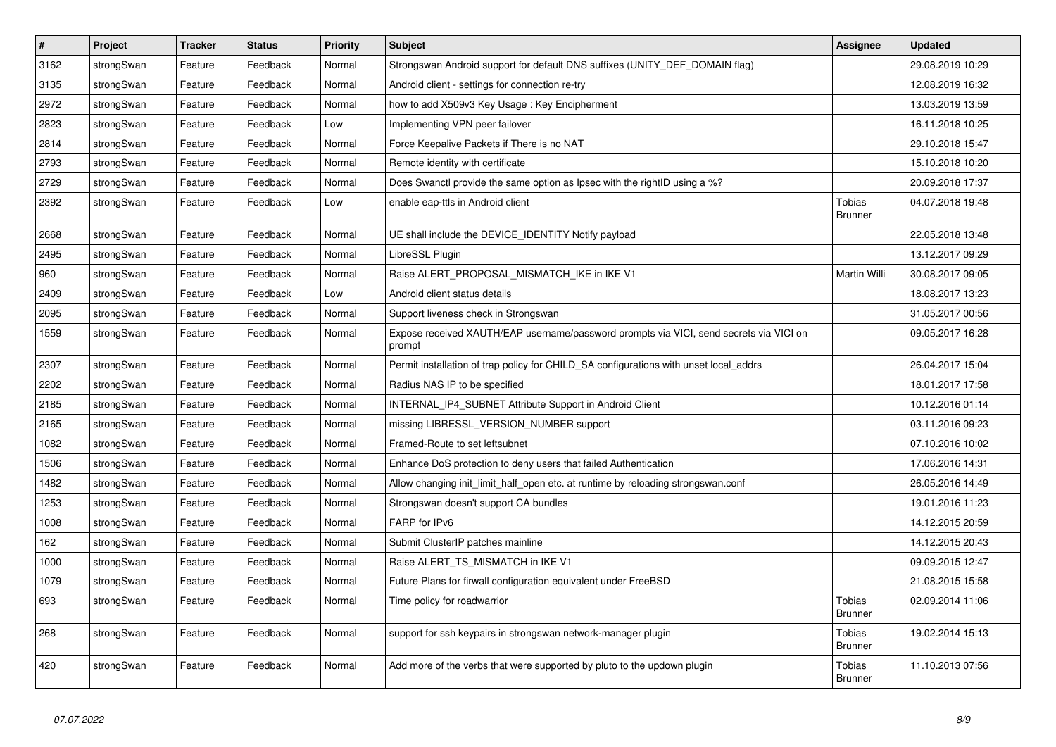| # | Project | Tracker | Status | Priority | Subject | Assignee | Updated |
|---|---|---|---|---|---|---|---|
| 3162 | strongSwan | Feature | Feedback | Normal | Strongswan Android support for default DNS suffixes (UNITY_DEF_DOMAIN flag) | | 29.08.2019 10:29 |
| 3135 | strongSwan | Feature | Feedback | Normal | Android client - settings for connection re-try | | 12.08.2019 16:32 |
| 2972 | strongSwan | Feature | Feedback | Normal | how to add X509v3 Key Usage : Key Encipherment | | 13.03.2019 13:59 |
| 2823 | strongSwan | Feature | Feedback | Low | Implementing VPN peer failover | | 16.11.2018 10:25 |
| 2814 | strongSwan | Feature | Feedback | Normal | Force Keepalive Packets if There is no NAT | | 29.10.2018 15:47 |
| 2793 | strongSwan | Feature | Feedback | Normal | Remote identity with certificate | | 15.10.2018 10:20 |
| 2729 | strongSwan | Feature | Feedback | Normal | Does Swanctl provide the same option as Ipsec with the rightID using a %? | | 20.09.2018 17:37 |
| 2392 | strongSwan | Feature | Feedback | Low | enable eap-ttls in Android client | Tobias Brunner | 04.07.2018 19:48 |
| 2668 | strongSwan | Feature | Feedback | Normal | UE shall include the DEVICE_IDENTITY Notify payload | | 22.05.2018 13:48 |
| 2495 | strongSwan | Feature | Feedback | Normal | LibreSSL Plugin | | 13.12.2017 09:29 |
| 960 | strongSwan | Feature | Feedback | Normal | Raise ALERT_PROPOSAL_MISMATCH_IKE in IKE V1 | Martin Willi | 30.08.2017 09:05 |
| 2409 | strongSwan | Feature | Feedback | Low | Android client status details | | 18.08.2017 13:23 |
| 2095 | strongSwan | Feature | Feedback | Normal | Support liveness check in Strongswan | | 31.05.2017 00:56 |
| 1559 | strongSwan | Feature | Feedback | Normal | Expose received XAUTH/EAP username/password prompts via VICI, send secrets via VICI on prompt | | 09.05.2017 16:28 |
| 2307 | strongSwan | Feature | Feedback | Normal | Permit installation of trap policy for CHILD_SA configurations with unset local_addrs | | 26.04.2017 15:04 |
| 2202 | strongSwan | Feature | Feedback | Normal | Radius NAS IP to be specified | | 18.01.2017 17:58 |
| 2185 | strongSwan | Feature | Feedback | Normal | INTERNAL_IP4_SUBNET Attribute Support in Android Client | | 10.12.2016 01:14 |
| 2165 | strongSwan | Feature | Feedback | Normal | missing LIBRESSL_VERSION_NUMBER support | | 03.11.2016 09:23 |
| 1082 | strongSwan | Feature | Feedback | Normal | Framed-Route to set leftsubnet | | 07.10.2016 10:02 |
| 1506 | strongSwan | Feature | Feedback | Normal | Enhance DoS protection to deny users that failed Authentication | | 17.06.2016 14:31 |
| 1482 | strongSwan | Feature | Feedback | Normal | Allow changing init_limit_half_open etc. at runtime by reloading strongswan.conf | | 26.05.2016 14:49 |
| 1253 | strongSwan | Feature | Feedback | Normal | Strongswan doesn't support CA bundles | | 19.01.2016 11:23 |
| 1008 | strongSwan | Feature | Feedback | Normal | FARP for IPv6 | | 14.12.2015 20:59 |
| 162 | strongSwan | Feature | Feedback | Normal | Submit ClusterIP patches mainline | | 14.12.2015 20:43 |
| 1000 | strongSwan | Feature | Feedback | Normal | Raise ALERT_TS_MISMATCH in IKE V1 | | 09.09.2015 12:47 |
| 1079 | strongSwan | Feature | Feedback | Normal | Future Plans for firwall configuration equivalent under FreeBSD | | 21.08.2015 15:58 |
| 693 | strongSwan | Feature | Feedback | Normal | Time policy for roadwarrior | Tobias Brunner | 02.09.2014 11:06 |
| 268 | strongSwan | Feature | Feedback | Normal | support for ssh keypairs in strongswan network-manager plugin | Tobias Brunner | 19.02.2014 15:13 |
| 420 | strongSwan | Feature | Feedback | Normal | Add more of the verbs that were supported by pluto to the updown plugin | Tobias Brunner | 11.10.2013 07:56 |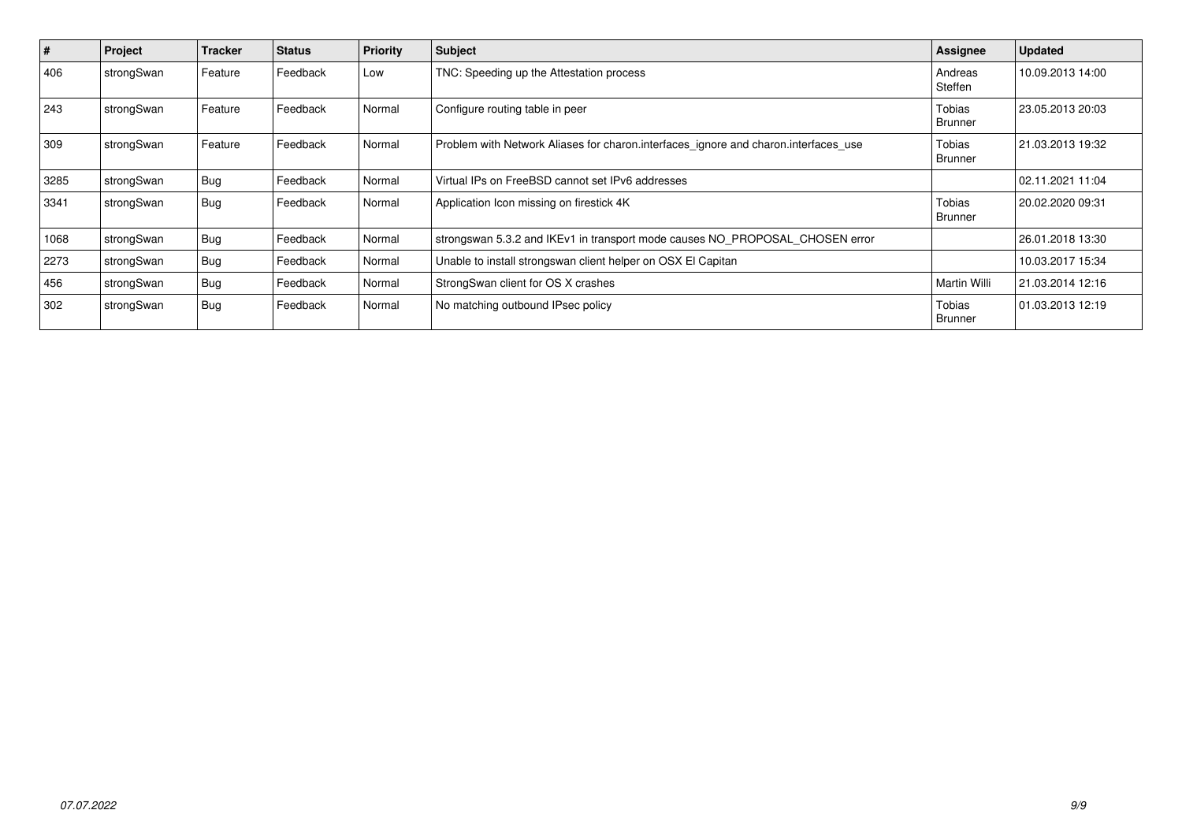| # | Project | Tracker | Status | Priority | Subject | Assignee | Updated |
|---|---|---|---|---|---|---|---|
| 406 | strongSwan | Feature | Feedback | Low | TNC: Speeding up the Attestation process | Andreas Steffen | 10.09.2013 14:00 |
| 243 | strongSwan | Feature | Feedback | Normal | Configure routing table in peer | Tobias Brunner | 23.05.2013 20:03 |
| 309 | strongSwan | Feature | Feedback | Normal | Problem with Network Aliases for charon.interfaces_ignore and charon.interfaces_use | Tobias Brunner | 21.03.2013 19:32 |
| 3285 | strongSwan | Bug | Feedback | Normal | Virtual IPs on FreeBSD cannot set IPv6 addresses | | 02.11.2021 11:04 |
| 3341 | strongSwan | Bug | Feedback | Normal | Application Icon missing on firestick 4K | Tobias Brunner | 20.02.2020 09:31 |
| 1068 | strongSwan | Bug | Feedback | Normal | strongswan 5.3.2 and IKEv1 in transport mode causes NO_PROPOSAL_CHOSEN error | | 26.01.2018 13:30 |
| 2273 | strongSwan | Bug | Feedback | Normal | Unable to install strongswan client helper on OSX El Capitan | | 10.03.2017 15:34 |
| 456 | strongSwan | Bug | Feedback | Normal | StrongSwan client for OS X crashes | Martin Willi | 21.03.2014 12:16 |
| 302 | strongSwan | Bug | Feedback | Normal | No matching outbound IPsec policy | Tobias Brunner | 01.03.2013 12:19 |